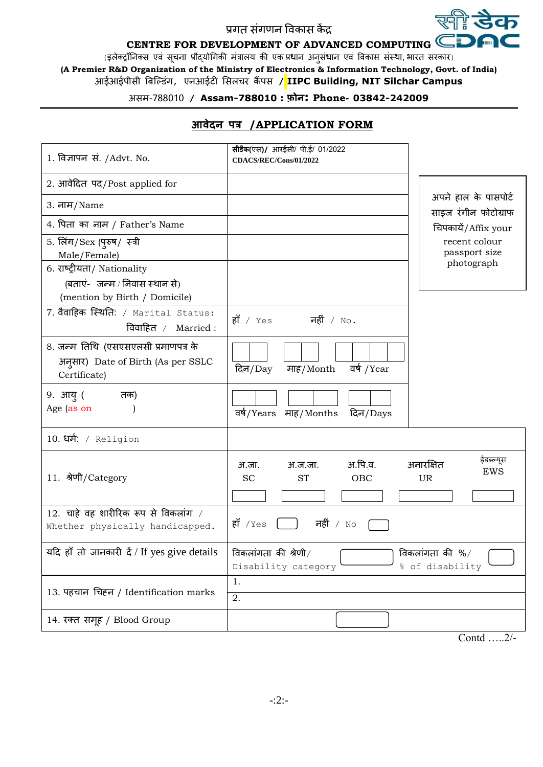प्रगत संगणन विकास केंद्र

**CENTRE FOR DEVELOPMENT OF ADVANCED COMPUTING**

(इलेक्ट्रॉनिक्स एवं सूचना प्रौद्योगिकी मंत्रालय की एक प्रधान अनुसंधान एवं विकास संस्था, भारत सरकार)

**(A Premier R&D Organization of the Ministry of Electronics & Information Technology, Govt. of India)**

आईआईपीसी बिल्डिंग, एनआईटी सिलचर कैंपस / **IIPC Building, NIT Silchar Campus**

असम-788010 / **Assam-788010 : फ़ोन: Phone- 03842-242009**

---

## आवेदन पत्र /APPLICATION FORM

| | | |
|---|---|---|
| 1. विज्ञापन सं. /Advt. No. | **सीडैक(एस)/** आरईसी/ पी.ई/ 01/2022<br>**CDACS/REC/Cons/01/2022** | |
| 2. आवेदित पद/Post applied for | | अपने हाल के पासपोर्ट साइज रंगीन फोटोग्राफ चिपकायें/Affix your recent colour passport size photograph |
| 3. नाम/Name | | |
| 4. पिता का नाम / Father's Name | | |
| 5. लिंग/Sex (पुरुष/ स्त्री Male/Female) | | |
| 6. राष्ट्रीयता/ Nationality (बताएं- जन्म / निवास स्थान से) (mention by Birth / Domicile) | | |
| 7. वैवाहिक स्थिति: / Marital Status: विवाहित / Married : | हाँ / Yes नहीं / No. | |
| 8. जन्म तिथि (एसएसएलसी प्रमाणपत्र के अनुसार) Date of Birth (As per SSLC Certificate) | दिन/Day माह/Month वर्ष /Year | |
| 9. आयु ( तक) Age (as on ) | वर्ष/Years माह/Months दिन/Days | |
| 10. धर्म: / Religion | | |
| 11. श्रेणी/Category | अ.जा. SC / अ.ज.जा. ST / अ.पि.व. OBC / अनारक्षित UR / ईडब्ल्यूस EWS | |
| 12. चाहे वह शारीरिक रूप से विकलांग / Whether physically handicapped. | हाँ /Yes नहीं / No | |
| यदि हाँ तो जानकारी दें / If yes give details | विकलांगता की श्रेणी/ Disability category | विकलांगता की %/ % of disability |
| 13. पहचान चिह्न / Identification marks | 1.<br>2. | |
| 14. रक्त समूह / Blood Group | | |

Contd …..2/-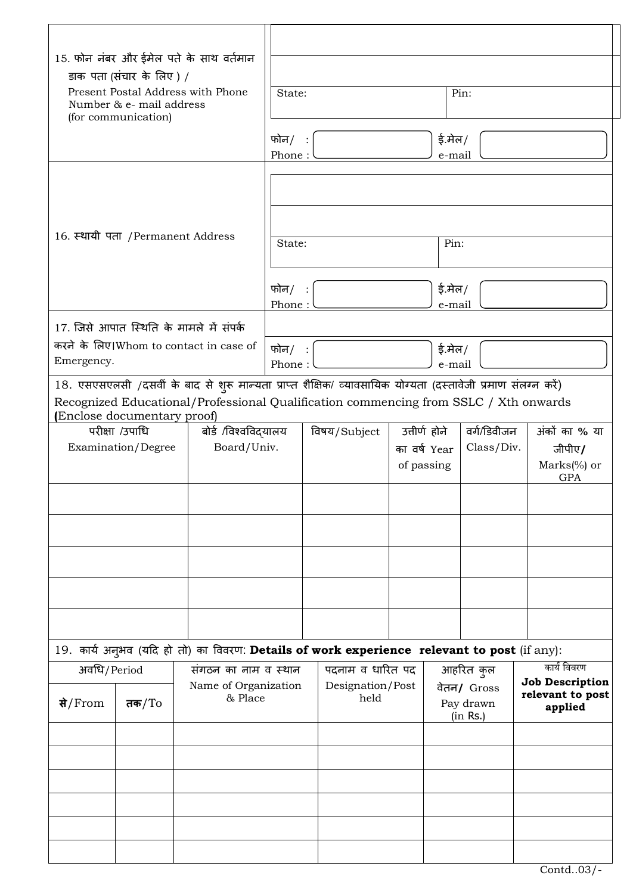| 15. फोन नंबर और ईमेल पते के साथ वर्तमान डाक पता (संचार के लिए ) / Present Postal Address with Phone Number & e- mail address (for communication) | |
|---|---|
| | |
| | |
| | State: Pin: |
| | फोन/ Phone : ईमेल/ e-mail |
| 16. स्थायी पता /Permanent Address | |
| | |
| | State: Pin: |
| | फोन/ Phone : ईमेल/ e-mail |
| 17. जिसे आपात स्थिति के मामले में संपर्क करने के लिए।Whom to contact in case of Emergency. | |
| | फोन/ Phone : ईमेल/ e-mail |

18. एसएसएलसी /दसवीं के बाद से शुरू मान्यता प्राप्त शैक्षिक/ व्यावसायिक योग्यता (दस्तावेजी प्रमाण संलग्न करें)
Recognized Educational/Professional Qualification commencing from SSLC / Xth onwards **(**Enclose documentary proof)

| परीक्षा /उपाधि Examination/Degree | बोर्ड /विश्वविद्यालय Board/Univ. | विषय/Subject | उत्तीर्ण होने का वर्ष Year of passing | वर्ग/डिवीजन Class/Div. | अंकों का % या जीपीए**/** Marks(%) or GPA |
|---|---|---|---|---|---|
| | | | | | |
| | | | | | |
| | | | | | |
| | | | | | |
| | | | | | |

19. कार्य अनुभव (यदि हो तो) का विवरण: **Details of work experience relevant to post** (if any):

| अवधि/Period | | संगठन का नाम व स्थान Name of Organization & Place | पदनाम व धारित पद Designation/Post held | आहरित कुल वेतन**/** Gross Pay drawn (in Rs.) | कार्य विवरण **Job Description relevant to post applied** |
|---|---|---|---|---|---|
| **से**/From | **तक**/To | | | | |
| | | | | | |
| | | | | | |
| | | | | | |
| | | | | | |
| | | | | | |
| | | | | | |

Contd..03/-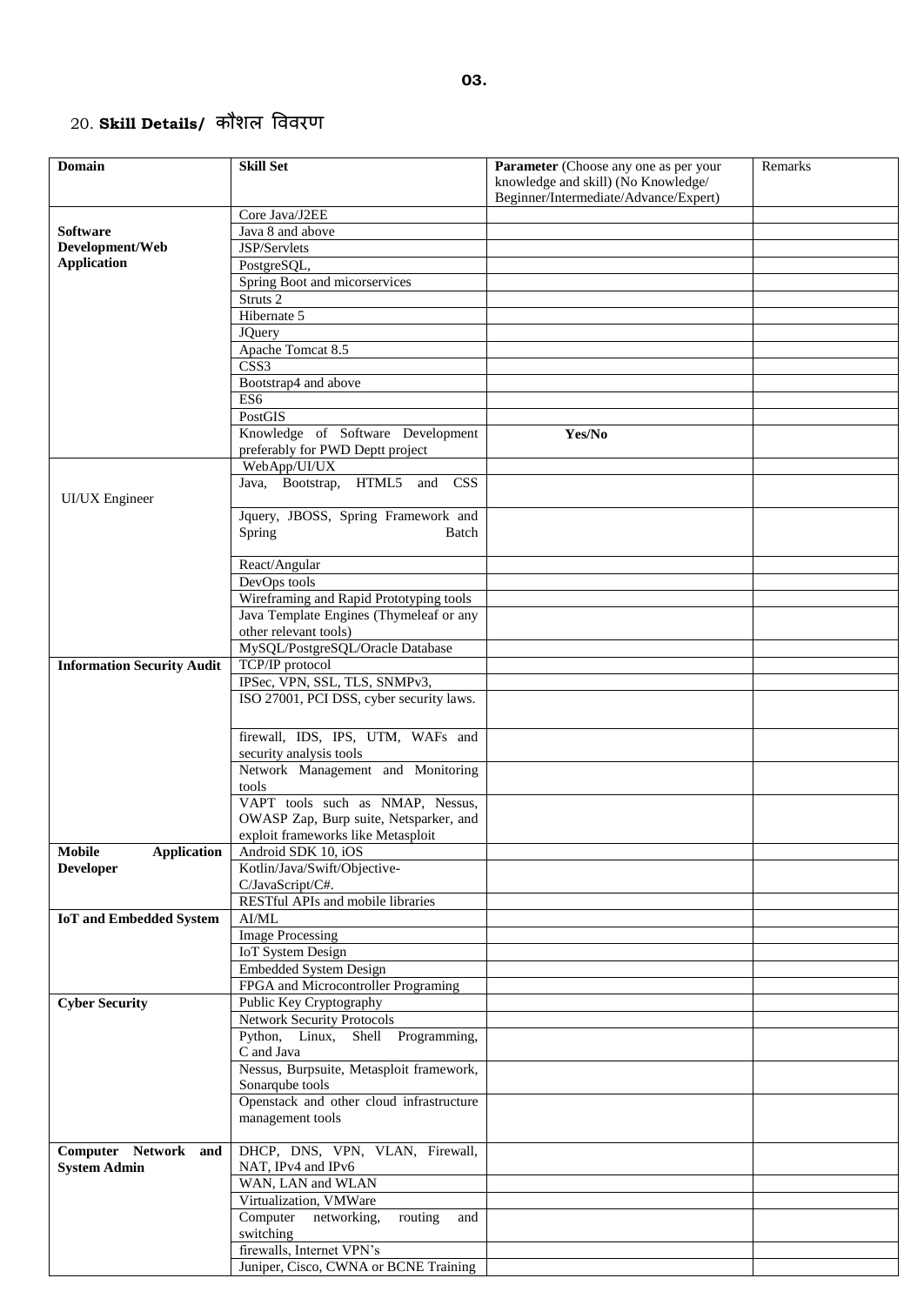## 20. **Skill Details/** कौशल विवरण

| **Domain** | **Skill Set** | **Parameter** (Choose any one as per your knowledge and skill) (No Knowledge/ Beginner/Intermediate/Advance/Expert) | Remarks |
|---|---|---|---|
| **Software Development/Web Application** | Core Java/J2EE | | |
| | Java 8 and above | | |
| | JSP/Servlets | | |
| | PostgreSQL, | | |
| | Spring Boot and micorservices | | |
| | Struts 2 | | |
| | Hibernate 5 | | |
| | JQuery | | |
| | Apache Tomcat 8.5 | | |
| | CSS3 | | |
| | Bootstrap4 and above | | |
| | ES6 | | |
| | PostGIS | | |
| | Knowledge of Software Development preferably for PWD Deptt project | **Yes/No** | |
| UI/UX Engineer | WebApp/UI/UX | | |
| | Java, Bootstrap, HTML5 and CSS | | |
| | Jquery, JBOSS, Spring Framework and Spring Batch | | |
| | React/Angular | | |
| | DevOps tools | | |
| | Wireframing and Rapid Prototyping tools | | |
| | Java Template Engines (Thymeleaf or any other relevant tools) | | |
| | MySQL/PostgreSQL/Oracle Database | | |
| **Information Security Audit** | TCP/IP protocol | | |
| | IPSec, VPN, SSL, TLS, SNMPv3, | | |
| | ISO 27001, PCI DSS, cyber security laws. | | |
| | firewall, IDS, IPS, UTM, WAFs and security analysis tools | | |
| | Network Management and Monitoring tools | | |
| | VAPT tools such as NMAP, Nessus, OWASP Zap, Burp suite, Netsparker, and exploit frameworks like Metasploit | | |
| **Mobile Application Developer** | Android SDK 10, iOS | | |
| | Kotlin/Java/Swift/Objective-C/JavaScript/C#. | | |
| | RESTful APIs and mobile libraries | | |
| **IoT and Embedded System** | AI/ML | | |
| | Image Processing | | |
| | IoT System Design | | |
| | Embedded System Design | | |
| | FPGA and Microcontroller Programing | | |
| **Cyber Security** | Public Key Cryptography | | |
| | Network Security Protocols | | |
| | Python, Linux, Shell Programming, C and Java | | |
| | Nessus, Burpsuite, Metasploit framework, Sonarqube tools | | |
| | Openstack and other cloud infrastructure management tools | | |
| **Computer Network and System Admin** | DHCP, DNS, VPN, VLAN, Firewall, NAT, IPv4 and IPv6 | | |
| | WAN, LAN and WLAN | | |
| | Virtualization, VMWare | | |
| | Computer networking, routing and switching | | |
| | firewalls, Internet VPN's | | |
| | Juniper, Cisco, CWNA or BCNE Training | | |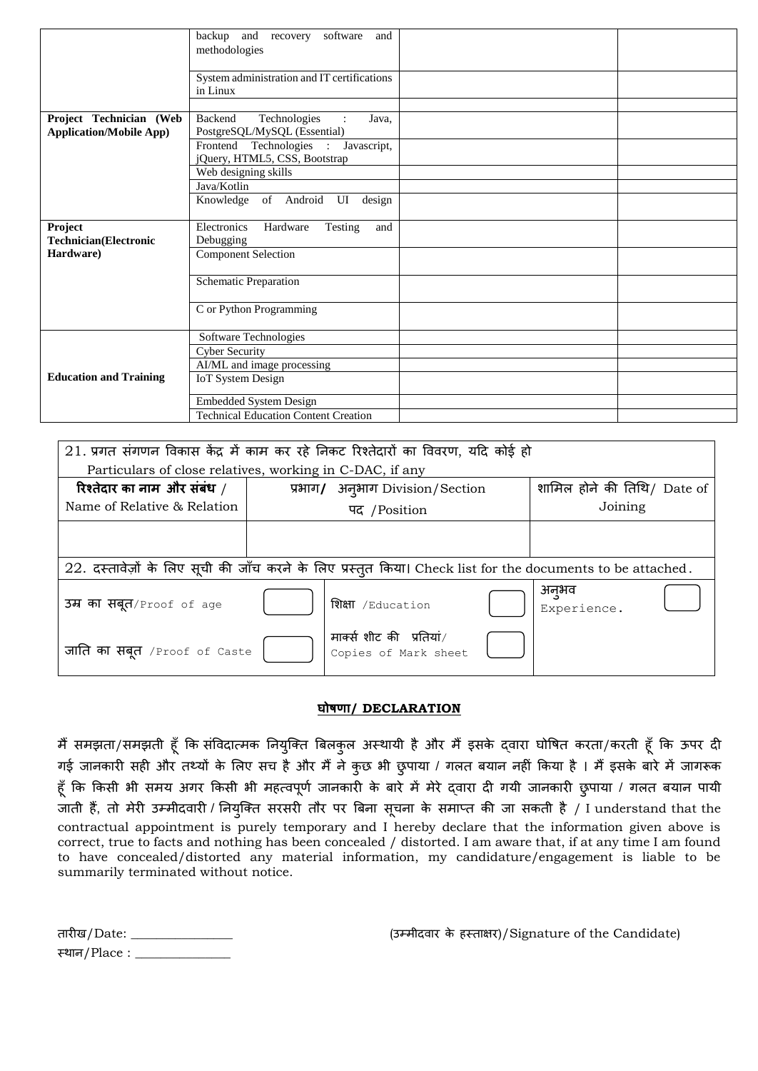| | | | |
|---|---|---|---|
| | backup and recovery software and methodologies | | |
| | System administration and IT certifications in Linux | | |
| | | | |
| **Project Technician (Web Application/Mobile App)** | Backend Technologies : Java, PostgreSQL/MySQL (Essential) | | |
| | Frontend Technologies : Javascript, jQuery, HTML5, CSS, Bootstrap | | |
| | Web designing skills | | |
| | Java/Kotlin | | |
| | Knowledge of Android UI design | | |
| **Project Technician(Electronic Hardware)** | Electronics Hardware Testing and Debugging | | |
| | Component Selection | | |
| | Schematic Preparation | | |
| | C or Python Programming | | |
| **Education and Training** | Software Technologies | | |
| | Cyber Security | | |
| | AI/ML and image processing | | |
| | IoT System Design | | |
| | Embedded System Design | | |
| | Technical Education Content Creation | | |

21. प्रगत संगणन विकास केंद्र में काम कर रहे निकट रिश्तेदारों का विवरण, यदि कोई हो
Particulars of close relatives, working in C-DAC, if any

| **रिश्तेदार का नाम और संबंध** / Name of Relative & Relation | **प्रभाग/** अनुभाग Division/Section पद /Position | शामिल होने की तिथि/ Date of Joining |
|---|---|---|
| | | |

22. दस्तावेज़ों के लिए सूची की जाँच करने के लिए प्रस्तुत किया। Check list for the documents to be attached.

| | | | | | |
|---|---|---|---|---|---|
| **उम्र का सबूत**/Proof of age | ☐ | **शिक्षा** /Education | ☐ | अनुभव Experience. | ☐ |
| **जाति का सबूत** /Proof of Caste | ☐ | मार्क्स शीट की प्रतियां/ Copies of Mark sheet | ☐ | | |

**घोषणा/ DECLARATION**

मैं समझता/समझती हूँ कि संविदात्मक नियुक्ति बिलकुल अस्थायी है और मैं इसके द्वारा घोषित करता/करती हूँ कि ऊपर दी गई जानकारी सही और तथ्यों के लिए सच है और मैं ने कुछ भी छुपाया / गलत बयान नहीं किया है । मैं इसके बारे में जागरूक हूँ कि किसी भी समय अगर किसी भी महत्वपूर्ण जानकारी के बारे में मेरे द्वारा दी गयी जानकारी छुपाया / गलत बयान पायी जाती हैं, तो मेरी उम्मीदवारी / नियुक्ति सरसरी तौर पर बिना सूचना के समाप्त की जा सकती है / I understand that the contractual appointment is purely temporary and I hereby declare that the information given above is correct, true to facts and nothing has been concealed / distorted. I am aware that, if at any time I am found to have concealed/distorted any material information, my candidature/engagement is liable to be summarily terminated without notice.

तारीख/Date: _______________ (उम्मीदवार के हस्ताक्षर)/Signature of the Candidate)

स्थान/Place : _______________